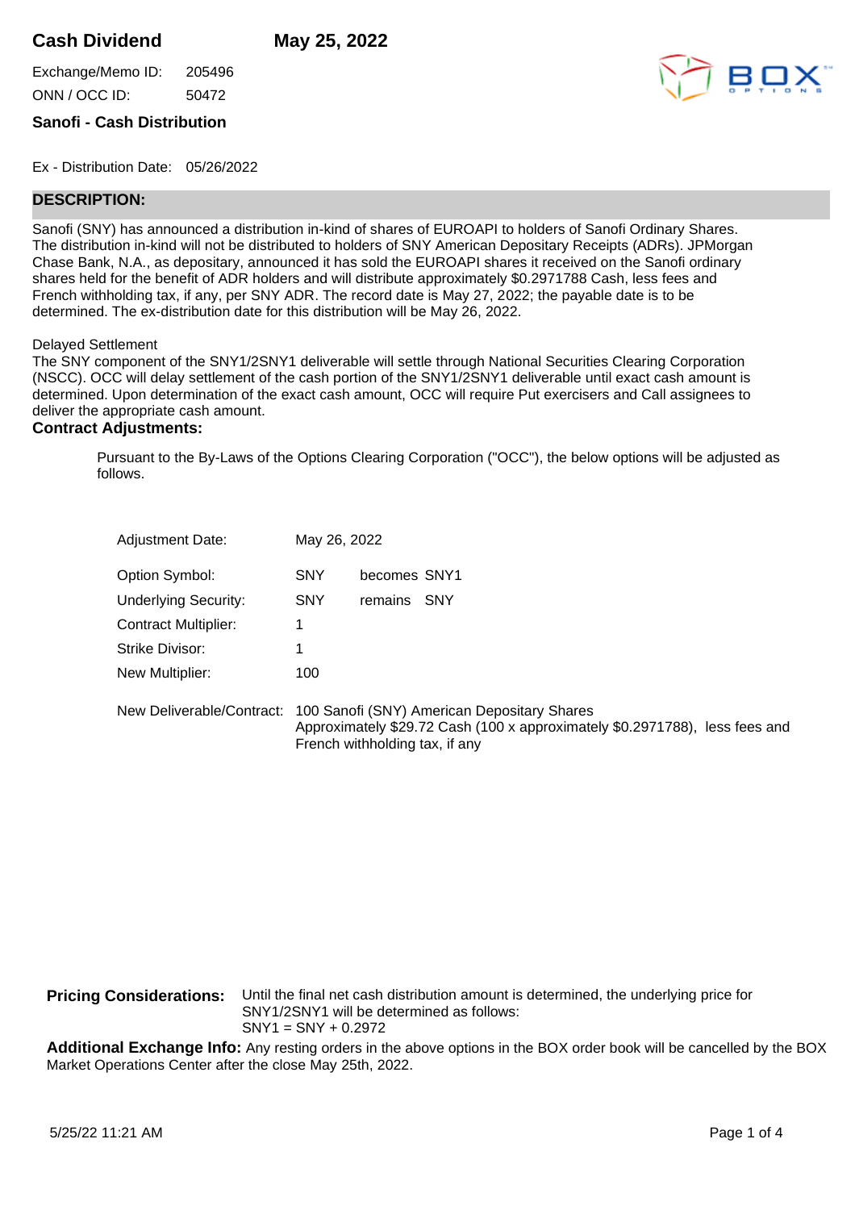# Cash Dividend May 25, 2022

Exchange/Memo ID: 205496

ONN / OCC ID: 50472

**Sanofi - Cash Distribution**

Ex - Distribution Date: 05/26/2022

## DESCRIPTION:

Sanofi (SNY) has announced a distribution in-kind of shares of EUROAPI to holders of Sanofi Ordinary Shares. The distribution in-kind will not be distributed to holders of SNY American Depositary Receipts (ADRs). JPMorgan Chase Bank, N.A., as depositary, announced it has sold the EUROAPI shares it received on the Sanofi ordinary shares held for the benefit of ADR holders and will distribute approximately $0.2971788 Cash, less fees and French withholding tax, if any, per SNY ADR. The record date is May 27, 2022; the payable date is to be determined. The ex-distribution date for this distribution will be May 26, 2022.

Delayed Settlement

The SNY component of the SNY1/2SNY1 deliverable will settle through National Securities Clearing Corporation (NSCC). OCC will delay settlement of the cash portion of the SNY1/2SNY1 deliverable until exact cash amount is determined. Upon determination of the exact cash amount, OCC will require Put exercisers and Call assignees to deliver the appropriate cash amount.

### Contract Adjustments:

Pursuant to the By-Laws of the Options Clearing Corporation ("OCC"), the below options will be adjusted as follows.

| | | |
|---|---|---|
| Adjustment Date: | May 26, 2022 | |
| Option Symbol: | SNY | becomes SNY1 |
| Underlying Security: | SNY | remains SNY |
| Contract Multiplier: | 1 | |
| Strike Divisor: | 1 | |
| New Multiplier: | 100 | |
| New Deliverable/Contract: | 100 Sanofi (SNY) American Depositary Shares<br>Approximately $29.72 Cash (100 x approximately $0.2971788), less fees and French withholding tax, if any | |

**Pricing Considerations:** Until the final net cash distribution amount is determined, the underlying price for SNY1/2SNY1 will be determined as follows:
SNY1 = SNY + 0.2972

**Additional Exchange Info:** Any resting orders in the above options in the BOX order book will be cancelled by the BOX Market Operations Center after the close May 25th, 2022.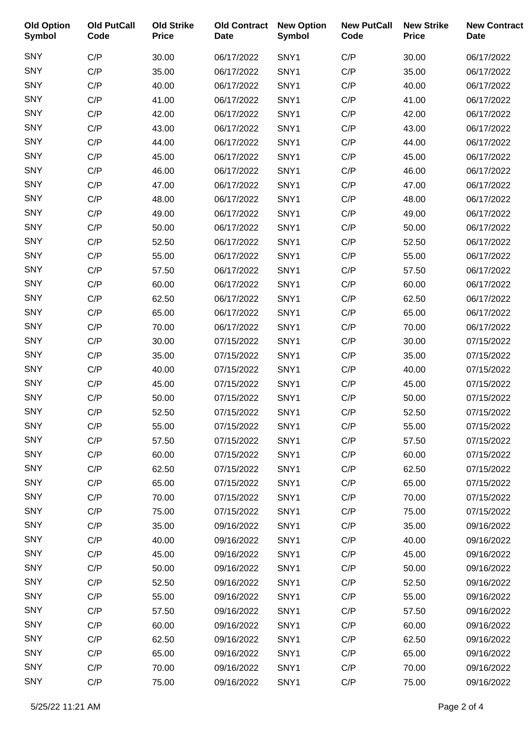| Old Option Symbol | Old PutCall Code | Old Strike Price | Old Contract Date | New Option Symbol | New PutCall Code | New Strike Price | New Contract Date |
|---|---|---|---|---|---|---|---|
| SNY | C/P | 30.00 | 06/17/2022 | SNY1 | C/P | 30.00 | 06/17/2022 |
| SNY | C/P | 35.00 | 06/17/2022 | SNY1 | C/P | 35.00 | 06/17/2022 |
| SNY | C/P | 40.00 | 06/17/2022 | SNY1 | C/P | 40.00 | 06/17/2022 |
| SNY | C/P | 41.00 | 06/17/2022 | SNY1 | C/P | 41.00 | 06/17/2022 |
| SNY | C/P | 42.00 | 06/17/2022 | SNY1 | C/P | 42.00 | 06/17/2022 |
| SNY | C/P | 43.00 | 06/17/2022 | SNY1 | C/P | 43.00 | 06/17/2022 |
| SNY | C/P | 44.00 | 06/17/2022 | SNY1 | C/P | 44.00 | 06/17/2022 |
| SNY | C/P | 45.00 | 06/17/2022 | SNY1 | C/P | 45.00 | 06/17/2022 |
| SNY | C/P | 46.00 | 06/17/2022 | SNY1 | C/P | 46.00 | 06/17/2022 |
| SNY | C/P | 47.00 | 06/17/2022 | SNY1 | C/P | 47.00 | 06/17/2022 |
| SNY | C/P | 48.00 | 06/17/2022 | SNY1 | C/P | 48.00 | 06/17/2022 |
| SNY | C/P | 49.00 | 06/17/2022 | SNY1 | C/P | 49.00 | 06/17/2022 |
| SNY | C/P | 50.00 | 06/17/2022 | SNY1 | C/P | 50.00 | 06/17/2022 |
| SNY | C/P | 52.50 | 06/17/2022 | SNY1 | C/P | 52.50 | 06/17/2022 |
| SNY | C/P | 55.00 | 06/17/2022 | SNY1 | C/P | 55.00 | 06/17/2022 |
| SNY | C/P | 57.50 | 06/17/2022 | SNY1 | C/P | 57.50 | 06/17/2022 |
| SNY | C/P | 60.00 | 06/17/2022 | SNY1 | C/P | 60.00 | 06/17/2022 |
| SNY | C/P | 62.50 | 06/17/2022 | SNY1 | C/P | 62.50 | 06/17/2022 |
| SNY | C/P | 65.00 | 06/17/2022 | SNY1 | C/P | 65.00 | 06/17/2022 |
| SNY | C/P | 70.00 | 06/17/2022 | SNY1 | C/P | 70.00 | 06/17/2022 |
| SNY | C/P | 30.00 | 07/15/2022 | SNY1 | C/P | 30.00 | 07/15/2022 |
| SNY | C/P | 35.00 | 07/15/2022 | SNY1 | C/P | 35.00 | 07/15/2022 |
| SNY | C/P | 40.00 | 07/15/2022 | SNY1 | C/P | 40.00 | 07/15/2022 |
| SNY | C/P | 45.00 | 07/15/2022 | SNY1 | C/P | 45.00 | 07/15/2022 |
| SNY | C/P | 50.00 | 07/15/2022 | SNY1 | C/P | 50.00 | 07/15/2022 |
| SNY | C/P | 52.50 | 07/15/2022 | SNY1 | C/P | 52.50 | 07/15/2022 |
| SNY | C/P | 55.00 | 07/15/2022 | SNY1 | C/P | 55.00 | 07/15/2022 |
| SNY | C/P | 57.50 | 07/15/2022 | SNY1 | C/P | 57.50 | 07/15/2022 |
| SNY | C/P | 60.00 | 07/15/2022 | SNY1 | C/P | 60.00 | 07/15/2022 |
| SNY | C/P | 62.50 | 07/15/2022 | SNY1 | C/P | 62.50 | 07/15/2022 |
| SNY | C/P | 65.00 | 07/15/2022 | SNY1 | C/P | 65.00 | 07/15/2022 |
| SNY | C/P | 70.00 | 07/15/2022 | SNY1 | C/P | 70.00 | 07/15/2022 |
| SNY | C/P | 75.00 | 07/15/2022 | SNY1 | C/P | 75.00 | 07/15/2022 |
| SNY | C/P | 35.00 | 09/16/2022 | SNY1 | C/P | 35.00 | 09/16/2022 |
| SNY | C/P | 40.00 | 09/16/2022 | SNY1 | C/P | 40.00 | 09/16/2022 |
| SNY | C/P | 45.00 | 09/16/2022 | SNY1 | C/P | 45.00 | 09/16/2022 |
| SNY | C/P | 50.00 | 09/16/2022 | SNY1 | C/P | 50.00 | 09/16/2022 |
| SNY | C/P | 52.50 | 09/16/2022 | SNY1 | C/P | 52.50 | 09/16/2022 |
| SNY | C/P | 55.00 | 09/16/2022 | SNY1 | C/P | 55.00 | 09/16/2022 |
| SNY | C/P | 57.50 | 09/16/2022 | SNY1 | C/P | 57.50 | 09/16/2022 |
| SNY | C/P | 60.00 | 09/16/2022 | SNY1 | C/P | 60.00 | 09/16/2022 |
| SNY | C/P | 62.50 | 09/16/2022 | SNY1 | C/P | 62.50 | 09/16/2022 |
| SNY | C/P | 65.00 | 09/16/2022 | SNY1 | C/P | 65.00 | 09/16/2022 |
| SNY | C/P | 70.00 | 09/16/2022 | SNY1 | C/P | 70.00 | 09/16/2022 |
| SNY | C/P | 75.00 | 09/16/2022 | SNY1 | C/P | 75.00 | 09/16/2022 |

5/25/22 11:21 AM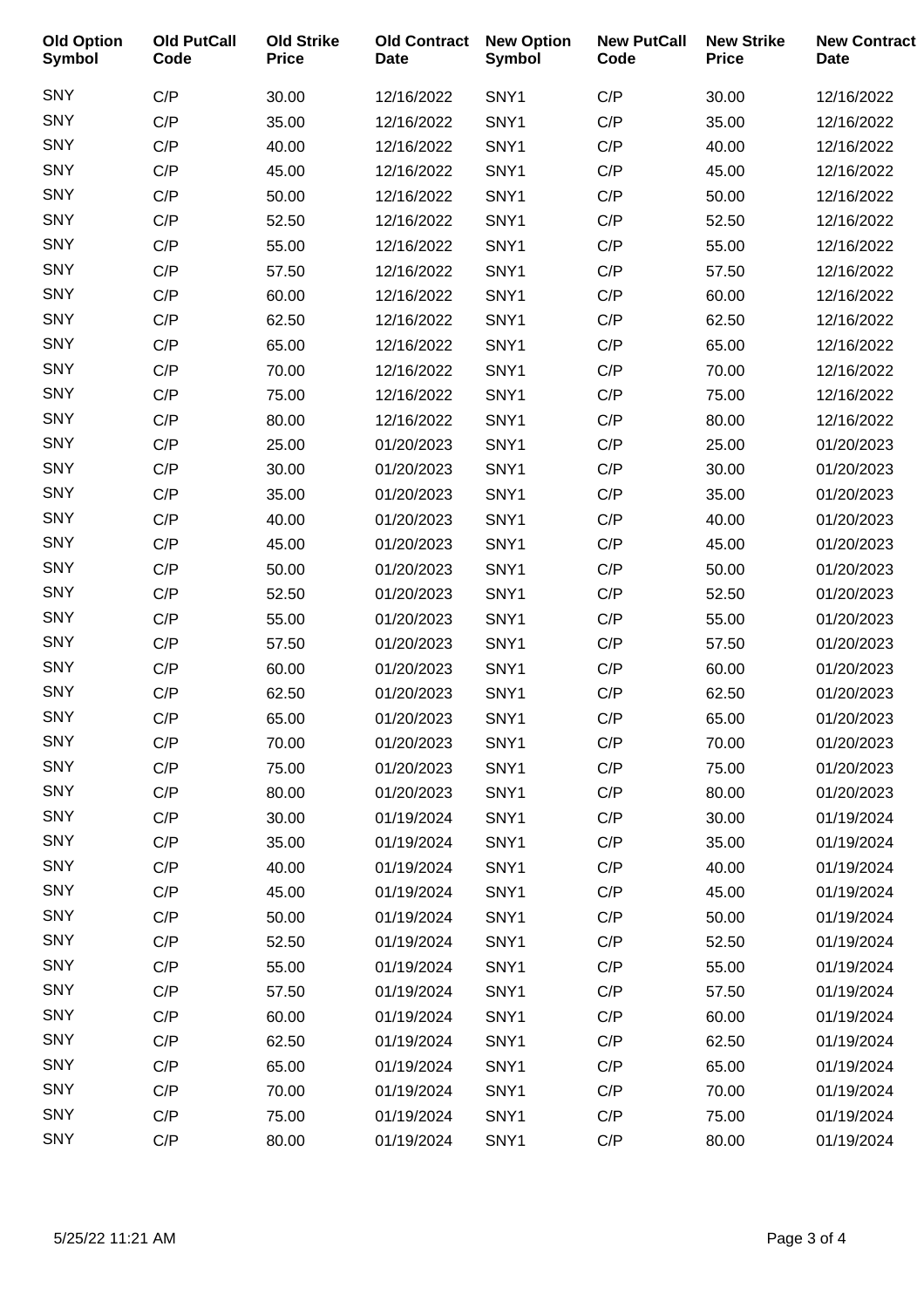| Old Option Symbol | Old PutCall Code | Old Strike Price | Old Contract Date | New Option Symbol | New PutCall Code | New Strike Price | New Contract Date |
|---|---|---|---|---|---|---|---|
| SNY | C/P | 30.00 | 12/16/2022 | SNY1 | C/P | 30.00 | 12/16/2022 |
| SNY | C/P | 35.00 | 12/16/2022 | SNY1 | C/P | 35.00 | 12/16/2022 |
| SNY | C/P | 40.00 | 12/16/2022 | SNY1 | C/P | 40.00 | 12/16/2022 |
| SNY | C/P | 45.00 | 12/16/2022 | SNY1 | C/P | 45.00 | 12/16/2022 |
| SNY | C/P | 50.00 | 12/16/2022 | SNY1 | C/P | 50.00 | 12/16/2022 |
| SNY | C/P | 52.50 | 12/16/2022 | SNY1 | C/P | 52.50 | 12/16/2022 |
| SNY | C/P | 55.00 | 12/16/2022 | SNY1 | C/P | 55.00 | 12/16/2022 |
| SNY | C/P | 57.50 | 12/16/2022 | SNY1 | C/P | 57.50 | 12/16/2022 |
| SNY | C/P | 60.00 | 12/16/2022 | SNY1 | C/P | 60.00 | 12/16/2022 |
| SNY | C/P | 62.50 | 12/16/2022 | SNY1 | C/P | 62.50 | 12/16/2022 |
| SNY | C/P | 65.00 | 12/16/2022 | SNY1 | C/P | 65.00 | 12/16/2022 |
| SNY | C/P | 70.00 | 12/16/2022 | SNY1 | C/P | 70.00 | 12/16/2022 |
| SNY | C/P | 75.00 | 12/16/2022 | SNY1 | C/P | 75.00 | 12/16/2022 |
| SNY | C/P | 80.00 | 12/16/2022 | SNY1 | C/P | 80.00 | 12/16/2022 |
| SNY | C/P | 25.00 | 01/20/2023 | SNY1 | C/P | 25.00 | 01/20/2023 |
| SNY | C/P | 30.00 | 01/20/2023 | SNY1 | C/P | 30.00 | 01/20/2023 |
| SNY | C/P | 35.00 | 01/20/2023 | SNY1 | C/P | 35.00 | 01/20/2023 |
| SNY | C/P | 40.00 | 01/20/2023 | SNY1 | C/P | 40.00 | 01/20/2023 |
| SNY | C/P | 45.00 | 01/20/2023 | SNY1 | C/P | 45.00 | 01/20/2023 |
| SNY | C/P | 50.00 | 01/20/2023 | SNY1 | C/P | 50.00 | 01/20/2023 |
| SNY | C/P | 52.50 | 01/20/2023 | SNY1 | C/P | 52.50 | 01/20/2023 |
| SNY | C/P | 55.00 | 01/20/2023 | SNY1 | C/P | 55.00 | 01/20/2023 |
| SNY | C/P | 57.50 | 01/20/2023 | SNY1 | C/P | 57.50 | 01/20/2023 |
| SNY | C/P | 60.00 | 01/20/2023 | SNY1 | C/P | 60.00 | 01/20/2023 |
| SNY | C/P | 62.50 | 01/20/2023 | SNY1 | C/P | 62.50 | 01/20/2023 |
| SNY | C/P | 65.00 | 01/20/2023 | SNY1 | C/P | 65.00 | 01/20/2023 |
| SNY | C/P | 70.00 | 01/20/2023 | SNY1 | C/P | 70.00 | 01/20/2023 |
| SNY | C/P | 75.00 | 01/20/2023 | SNY1 | C/P | 75.00 | 01/20/2023 |
| SNY | C/P | 80.00 | 01/20/2023 | SNY1 | C/P | 80.00 | 01/20/2023 |
| SNY | C/P | 30.00 | 01/19/2024 | SNY1 | C/P | 30.00 | 01/19/2024 |
| SNY | C/P | 35.00 | 01/19/2024 | SNY1 | C/P | 35.00 | 01/19/2024 |
| SNY | C/P | 40.00 | 01/19/2024 | SNY1 | C/P | 40.00 | 01/19/2024 |
| SNY | C/P | 45.00 | 01/19/2024 | SNY1 | C/P | 45.00 | 01/19/2024 |
| SNY | C/P | 50.00 | 01/19/2024 | SNY1 | C/P | 50.00 | 01/19/2024 |
| SNY | C/P | 52.50 | 01/19/2024 | SNY1 | C/P | 52.50 | 01/19/2024 |
| SNY | C/P | 55.00 | 01/19/2024 | SNY1 | C/P | 55.00 | 01/19/2024 |
| SNY | C/P | 57.50 | 01/19/2024 | SNY1 | C/P | 57.50 | 01/19/2024 |
| SNY | C/P | 60.00 | 01/19/2024 | SNY1 | C/P | 60.00 | 01/19/2024 |
| SNY | C/P | 62.50 | 01/19/2024 | SNY1 | C/P | 62.50 | 01/19/2024 |
| SNY | C/P | 65.00 | 01/19/2024 | SNY1 | C/P | 65.00 | 01/19/2024 |
| SNY | C/P | 70.00 | 01/19/2024 | SNY1 | C/P | 70.00 | 01/19/2024 |
| SNY | C/P | 75.00 | 01/19/2024 | SNY1 | C/P | 75.00 | 01/19/2024 |
| SNY | C/P | 80.00 | 01/19/2024 | SNY1 | C/P | 80.00 | 01/19/2024 |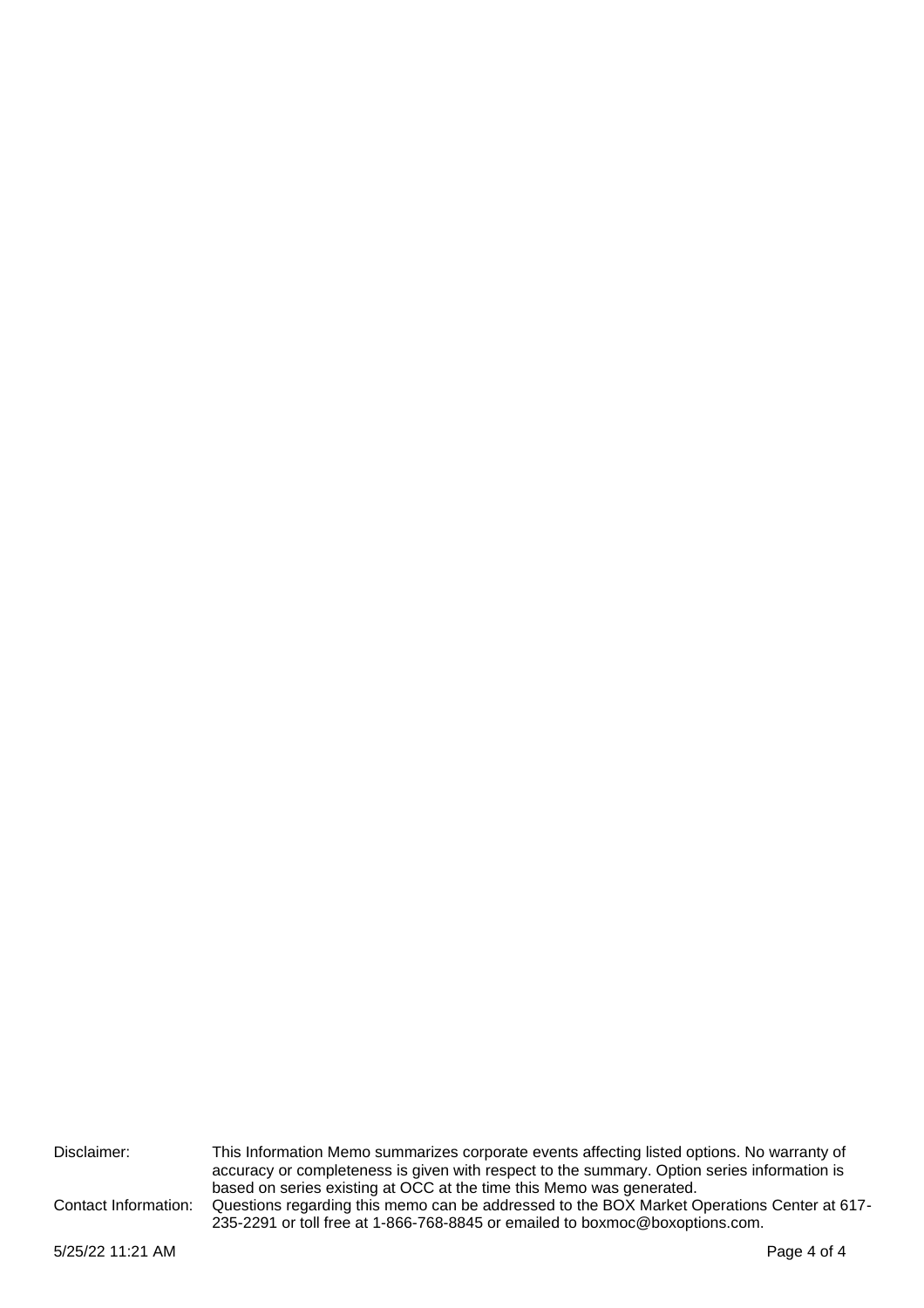| | |
|---|---|
| Disclaimer: | This Information Memo summarizes corporate events affecting listed options. No warranty of accuracy or completeness is given with respect to the summary. Option series information is based on series existing at OCC at the time this Memo was generated. |
| Contact Information: | Questions regarding this memo can be addressed to the BOX Market Operations Center at 617-235-2291 or toll free at 1-866-768-8845 or emailed to boxmoc@boxoptions.com. |